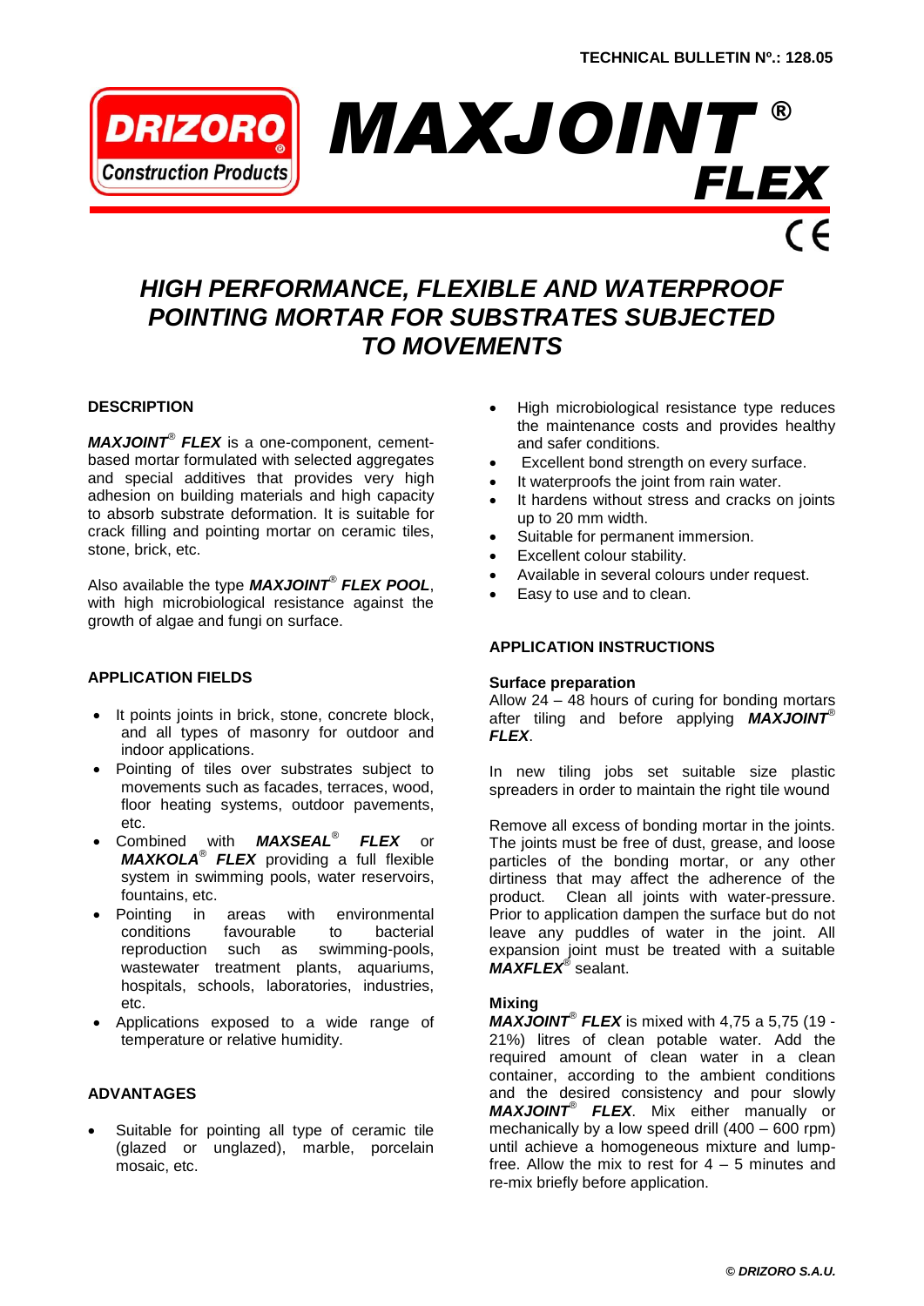TECHNICAL BULLETIN Nº.: 128.05

DRIZORO Construction Products

# *MAXJOINT® FLEX*

CE

## *HIGH PERFORMANCE, FLEXIBLE AND WATERPROOF POINTING MORTAR FOR SUBSTRATES SUBJECTED TO MOVEMENTS*

### DESCRIPTION

***MAXJOINT® FLEX*** is a one-component, cement-based mortar formulated with selected aggregates and special additives that provides very high adhesion on building materials and high capacity to absorb substrate deformation. It is suitable for crack filling and pointing mortar on ceramic tiles, stone, brick, etc.

Also available the type ***MAXJOINT® FLEX POOL***, with high microbiological resistance against the growth of algae and fungi on surface.

### APPLICATION FIELDS

- It points joints in brick, stone, concrete block, and all types of masonry for outdoor and indoor applications.
- Pointing of tiles over substrates subject to movements such as facades, terraces, wood, floor heating systems, outdoor pavements, etc.
- Combined with ***MAXSEAL® FLEX*** or ***MAXKOLA® FLEX*** providing a full flexible system in swimming pools, water reservoirs, fountains, etc.
- Pointing in areas with environmental conditions favourable to bacterial reproduction such as swimming-pools, wastewater treatment plants, aquariums, hospitals, schools, laboratories, industries, etc.
- Applications exposed to a wide range of temperature or relative humidity.

### ADVANTAGES

- Suitable for pointing all type of ceramic tile (glazed or unglazed), marble, porcelain mosaic, etc.
- High microbiological resistance type reduces the maintenance costs and provides healthy and safer conditions.
- Excellent bond strength on every surface.
- It waterproofs the joint from rain water.
- It hardens without stress and cracks on joints up to 20 mm width.
- Suitable for permanent immersion.
- Excellent colour stability.
- Available in several colours under request.
- Easy to use and to clean.

### APPLICATION INSTRUCTIONS

#### Surface preparation

Allow 24 – 48 hours of curing for bonding mortars after tiling and before applying ***MAXJOINT® FLEX***.

In new tiling jobs set suitable size plastic spreaders in order to maintain the right tile wound

Remove all excess of bonding mortar in the joints. The joints must be free of dust, grease, and loose particles of the bonding mortar, or any other dirtiness that may affect the adherence of the product. Clean all joints with water-pressure. Prior to application dampen the surface but do not leave any puddles of water in the joint. All expansion joint must be treated with a suitable ***MAXFLEX®*** sealant.

#### Mixing

***MAXJOINT® FLEX*** is mixed with 4,75 a 5,75 (19 - 21%) litres of clean potable water. Add the required amount of clean water in a clean container, according to the ambient conditions and the desired consistency and pour slowly ***MAXJOINT® FLEX***. Mix either manually or mechanically by a low speed drill (400 – 600 rpm) until achieve a homogeneous mixture and lump-free. Allow the mix to rest for 4 – 5 minutes and re-mix briefly before application.

*© DRIZORO S.A.U.*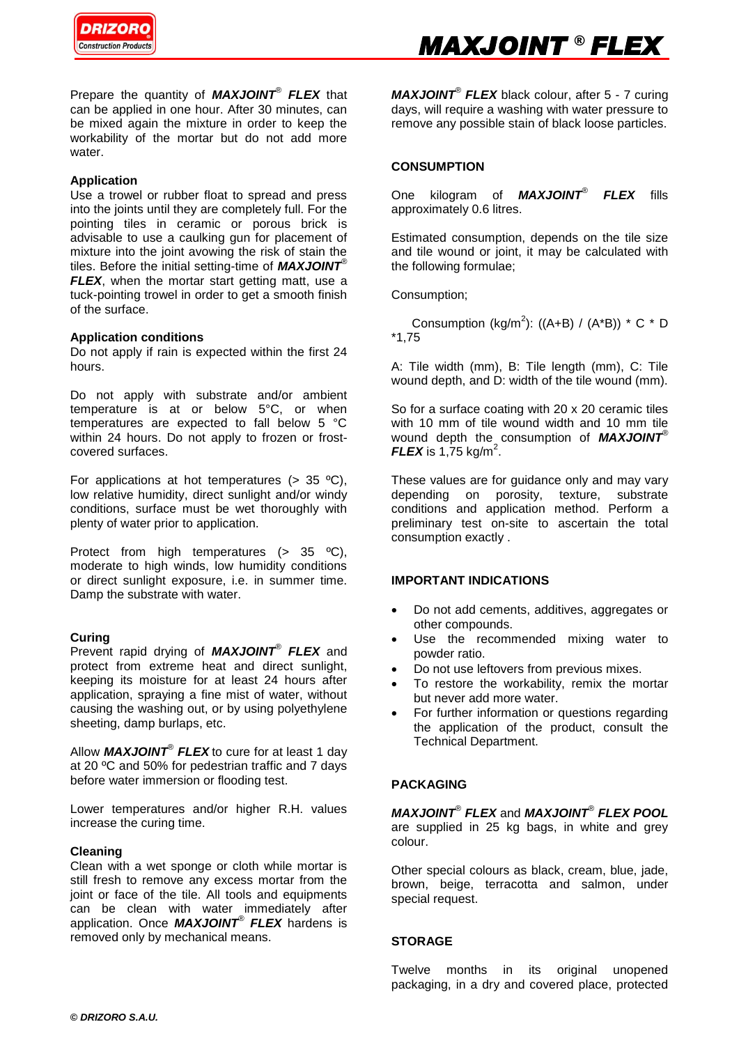Prepare the quantity of ***MAXJOINT® FLEX*** that can be applied in one hour. After 30 minutes, can be mixed again the mixture in order to keep the workability of the mortar but do not add more water.

**Application**

Use a trowel or rubber float to spread and press into the joints until they are completely full. For the pointing tiles in ceramic or porous brick is advisable to use a caulking gun for placement of mixture into the joint avowing the risk of stain the tiles. Before the initial setting-time of ***MAXJOINT® FLEX***, when the mortar start getting matt, use a tuck-pointing trowel in order to get a smooth finish of the surface.

**Application conditions**

Do not apply if rain is expected within the first 24 hours.

Do not apply with substrate and/or ambient temperature is at or below 5°C, or when temperatures are expected to fall below 5 °C within 24 hours. Do not apply to frozen or frost-covered surfaces.

For applications at hot temperatures (> 35 ºC), low relative humidity, direct sunlight and/or windy conditions, surface must be wet thoroughly with plenty of water prior to application.

Protect from high temperatures (> 35 ºC), moderate to high winds, low humidity conditions or direct sunlight exposure, i.e. in summer time. Damp the substrate with water.

**Curing**

Prevent rapid drying of ***MAXJOINT® FLEX*** and protect from extreme heat and direct sunlight, keeping its moisture for at least 24 hours after application, spraying a fine mist of water, without causing the washing out, or by using polyethylene sheeting, damp burlaps, etc.

Allow ***MAXJOINT® FLEX*** to cure for at least 1 day at 20 ºC and 50% for pedestrian traffic and 7 days before water immersion or flooding test.

Lower temperatures and/or higher R.H. values increase the curing time.

**Cleaning**

Clean with a wet sponge or cloth while mortar is still fresh to remove any excess mortar from the joint or face of the tile. All tools and equipments can be clean with water immediately after application. Once ***MAXJOINT® FLEX*** hardens is removed only by mechanical means.

***MAXJOINT® FLEX*** black colour, after 5 - 7 curing days, will require a washing with water pressure to remove any possible stain of black loose particles.

**CONSUMPTION**

One kilogram of ***MAXJOINT® FLEX*** fills approximately 0.6 litres.

Estimated consumption, depends on the tile size and tile wound or joint, it may be calculated with the following formulae;

Consumption;

Consumption (kg/m$^2$): ((A+B) / (A*B)) * C * D *1,75

A: Tile width (mm), B: Tile length (mm), C: Tile wound depth, and D: width of the tile wound (mm).

So for a surface coating with 20 x 20 ceramic tiles with 10 mm of tile wound width and 10 mm tile wound depth the consumption of ***MAXJOINT® FLEX*** is 1,75 kg/m$^2$.

These values are for guidance only and may vary depending on porosity, texture, substrate conditions and application method. Perform a preliminary test on-site to ascertain the total consumption exactly .

**IMPORTANT INDICATIONS**

- Do not add cements, additives, aggregates or other compounds.
- Use the recommended mixing water to powder ratio.
- Do not use leftovers from previous mixes.
- To restore the workability, remix the mortar but never add more water.
- For further information or questions regarding the application of the product, consult the Technical Department.

**PACKAGING**

***MAXJOINT® FLEX*** and ***MAXJOINT® FLEX POOL*** are supplied in 25 kg bags, in white and grey colour.

Other special colours as black, cream, blue, jade, brown, beige, terracotta and salmon, under special request.

**STORAGE**

Twelve months in its original unopened packaging, in a dry and covered place, protected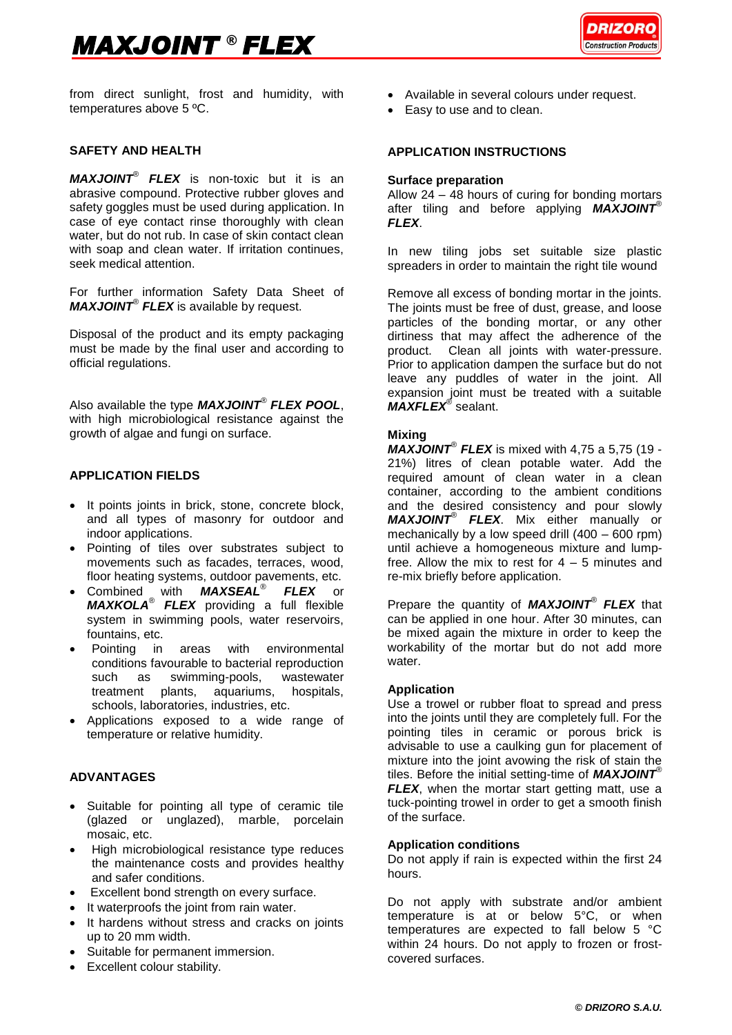from direct sunlight, frost and humidity, with temperatures above 5 ºC.

## SAFETY AND HEALTH

***MAXJOINT® FLEX*** is non-toxic but it is an abrasive compound. Protective rubber gloves and safety goggles must be used during application. In case of eye contact rinse thoroughly with clean water, but do not rub. In case of skin contact clean with soap and clean water. If irritation continues, seek medical attention.

For further information Safety Data Sheet of ***MAXJOINT® FLEX*** is available by request.

Disposal of the product and its empty packaging must be made by the final user and according to official regulations.

Also available the type ***MAXJOINT® FLEX POOL***, with high microbiological resistance against the growth of algae and fungi on surface.

## APPLICATION FIELDS

- It points joints in brick, stone, concrete block, and all types of masonry for outdoor and indoor applications.
- Pointing of tiles over substrates subject to movements such as facades, terraces, wood, floor heating systems, outdoor pavements, etc.
- Combined with ***MAXSEAL® FLEX*** or ***MAXKOLA® FLEX*** providing a full flexible system in swimming pools, water reservoirs, fountains, etc.
- Pointing in areas with environmental conditions favourable to bacterial reproduction such as swimming-pools, wastewater treatment plants, aquariums, hospitals, schools, laboratories, industries, etc.
- Applications exposed to a wide range of temperature or relative humidity.

## ADVANTAGES

- Suitable for pointing all type of ceramic tile (glazed or unglazed), marble, porcelain mosaic, etc.
- High microbiological resistance type reduces the maintenance costs and provides healthy and safer conditions.
- Excellent bond strength on every surface.
- It waterproofs the joint from rain water.
- It hardens without stress and cracks on joints up to 20 mm width.
- Suitable for permanent immersion.
- Excellent colour stability.
- Available in several colours under request.
- Easy to use and to clean.

## APPLICATION INSTRUCTIONS

### Surface preparation

Allow 24 – 48 hours of curing for bonding mortars after tiling and before applying ***MAXJOINT® FLEX***.

In new tiling jobs set suitable size plastic spreaders in order to maintain the right tile wound

Remove all excess of bonding mortar in the joints. The joints must be free of dust, grease, and loose particles of the bonding mortar, or any other dirtiness that may affect the adherence of the product. Clean all joints with water-pressure. Prior to application dampen the surface but do not leave any puddles of water in the joint. All expansion joint must be treated with a suitable ***MAXFLEX®*** sealant.

### Mixing

***MAXJOINT® FLEX*** is mixed with 4,75 a 5,75 (19 - 21%) litres of clean potable water. Add the required amount of clean water in a clean container, according to the ambient conditions and the desired consistency and pour slowly ***MAXJOINT® FLEX***. Mix either manually or mechanically by a low speed drill (400 – 600 rpm) until achieve a homogeneous mixture and lump-free. Allow the mix to rest for 4 – 5 minutes and re-mix briefly before application.

Prepare the quantity of ***MAXJOINT® FLEX*** that can be applied in one hour. After 30 minutes, can be mixed again the mixture in order to keep the workability of the mortar but do not add more water.

### Application

Use a trowel or rubber float to spread and press into the joints until they are completely full. For the pointing tiles in ceramic or porous brick is advisable to use a caulking gun for placement of mixture into the joint avowing the risk of stain the tiles. Before the initial setting-time of ***MAXJOINT® FLEX***, when the mortar start getting matt, use a tuck-pointing trowel in order to get a smooth finish of the surface.

### Application conditions

Do not apply if rain is expected within the first 24 hours.

Do not apply with substrate and/or ambient temperature is at or below 5°C, or when temperatures are expected to fall below 5 °C within 24 hours. Do not apply to frozen or frost-covered surfaces.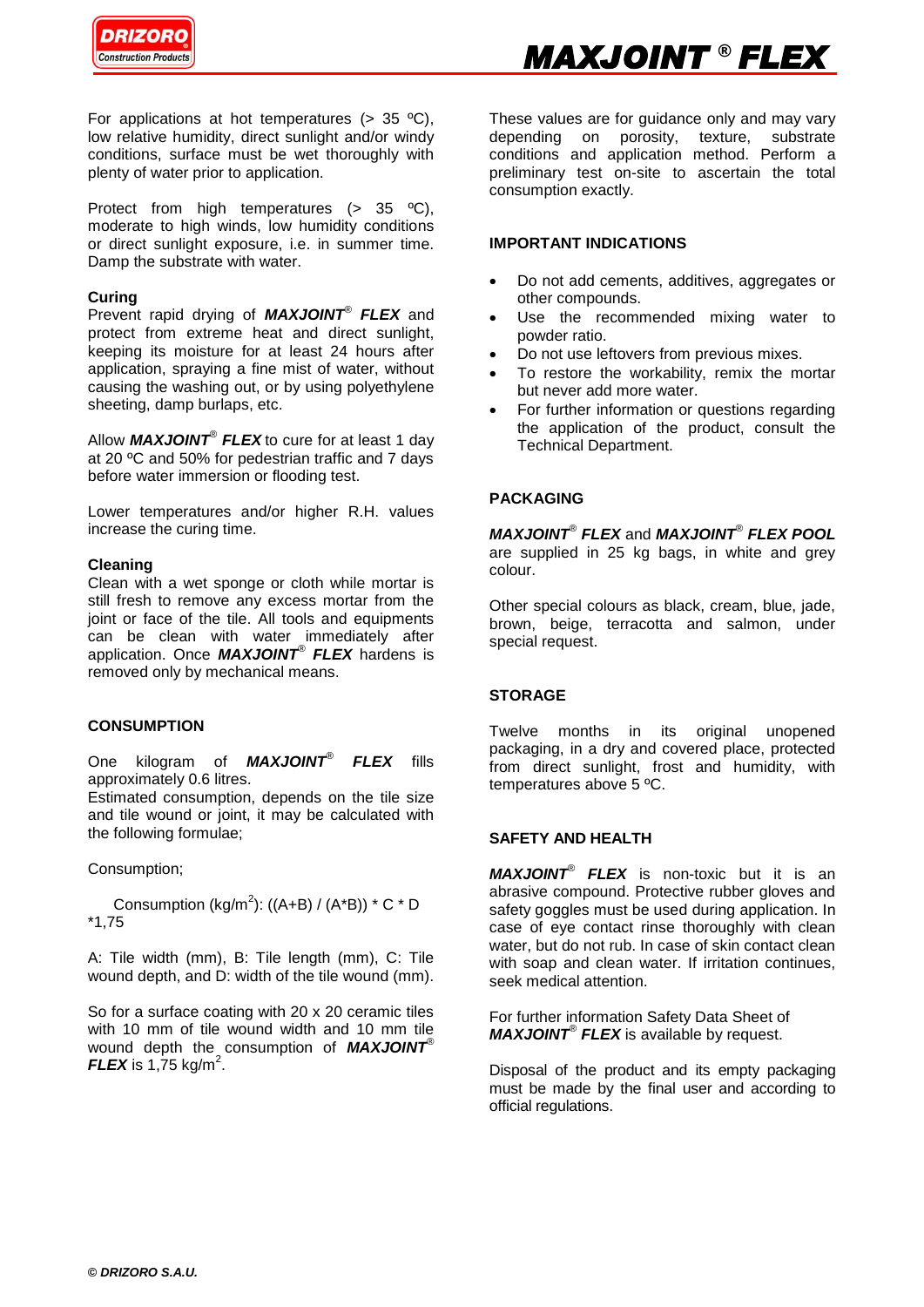For applications at hot temperatures (> 35 ºC), low relative humidity, direct sunlight and/or windy conditions, surface must be wet thoroughly with plenty of water prior to application.

Protect from high temperatures (> 35 ºC), moderate to high winds, low humidity conditions or direct sunlight exposure, i.e. in summer time. Damp the substrate with water.

**Curing**
Prevent rapid drying of ***MAXJOINT® FLEX*** and protect from extreme heat and direct sunlight, keeping its moisture for at least 24 hours after application, spraying a fine mist of water, without causing the washing out, or by using polyethylene sheeting, damp burlaps, etc.

Allow ***MAXJOINT® FLEX*** to cure for at least 1 day at 20 ºC and 50% for pedestrian traffic and 7 days before water immersion or flooding test.

Lower temperatures and/or higher R.H. values increase the curing time.

**Cleaning**
Clean with a wet sponge or cloth while mortar is still fresh to remove any excess mortar from the joint or face of the tile. All tools and equipments can be clean with water immediately after application. Once ***MAXJOINT® FLEX*** hardens is removed only by mechanical means.

## CONSUMPTION

One kilogram of ***MAXJOINT® FLEX*** fills approximately 0.6 litres.
Estimated consumption, depends on the tile size and tile wound or joint, it may be calculated with the following formulae;

Consumption;

Consumption (kg/m$^2$): ((A+B) / (A*B)) * C * D *1,75

A: Tile width (mm), B: Tile length (mm), C: Tile wound depth, and D: width of the tile wound (mm).

So for a surface coating with 20 x 20 ceramic tiles with 10 mm of tile wound width and 10 mm tile wound depth the consumption of ***MAXJOINT® FLEX*** is 1,75 kg/m$^2$.

These values are for guidance only and may vary depending on porosity, texture, substrate conditions and application method. Perform a preliminary test on-site to ascertain the total consumption exactly.

## IMPORTANT INDICATIONS

- Do not add cements, additives, aggregates or other compounds.
- Use the recommended mixing water to powder ratio.
- Do not use leftovers from previous mixes.
- To restore the workability, remix the mortar but never add more water.
- For further information or questions regarding the application of the product, consult the Technical Department.

## PACKAGING

***MAXJOINT® FLEX*** and ***MAXJOINT® FLEX POOL*** are supplied in 25 kg bags, in white and grey colour.

Other special colours as black, cream, blue, jade, brown, beige, terracotta and salmon, under special request.

## STORAGE

Twelve months in its original unopened packaging, in a dry and covered place, protected from direct sunlight, frost and humidity, with temperatures above 5 ºC.

## SAFETY AND HEALTH

***MAXJOINT® FLEX*** is non-toxic but it is an abrasive compound. Protective rubber gloves and safety goggles must be used during application. In case of eye contact rinse thoroughly with clean water, but do not rub. In case of skin contact clean with soap and clean water. If irritation continues, seek medical attention.

For further information Safety Data Sheet of ***MAXJOINT® FLEX*** is available by request.

Disposal of the product and its empty packaging must be made by the final user and according to official regulations.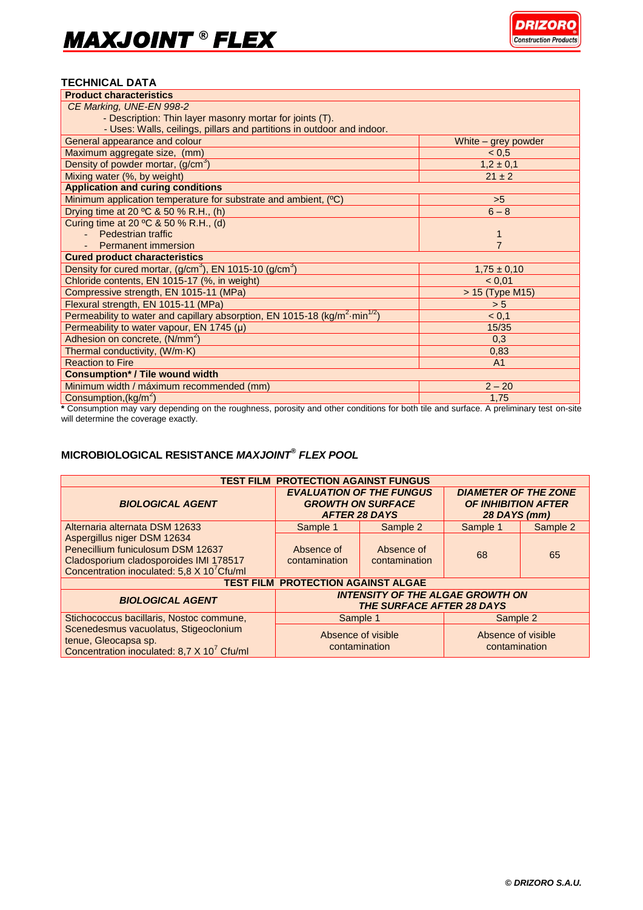## TECHNICAL DATA

| **Product characteristics** | |
|---|---|
| *CE Marking, UNE-EN 998-2*<br>- Description: Thin layer masonry mortar for joints (T).<br>- Uses: Walls, ceilings, pillars and partitions in outdoor and indoor. | |
| General appearance and colour | White – grey powder |
| Maximum aggregate size, (mm) | < 0,5 |
| Density of powder mortar, (g/cm$^3$) | 1,2 ± 0,1 |
| Mixing water (%, by weight) | 21 ± 2 |
| **Application and curing conditions** | |
| Minimum application temperature for substrate and ambient, (ºC) | >5 |
| Drying time at 20 ºC & 50 % R.H., (h) | 6 – 8 |
| Curing time at 20 ºC & 50 % R.H., (d)<br>- Pedestrian traffic<br>- Permanent immersion | <br>1<br>7 |
| **Cured product characteristics** | |
| Density for cured mortar, (g/cm$^3$), EN 1015-10 (g/cm$^3$) | 1,75 ± 0,10 |
| Chloride contents, EN 1015-17 (%, in weight) | < 0,01 |
| Compressive strength, EN 1015-11 (MPa) | > 15 (Type M15) |
| Flexural strength, EN 1015-11 (MPa) | > 5 |
| Permeability to water and capillary absorption, EN 1015-18 (kg/m$^2$·min$^{1/2}$) | < 0,1 |
| Permeability to water vapour, EN 1745 (μ) | 15/35 |
| Adhesion on concrete, (N/mm$^2$) | 0,3 |
| Thermal conductivity, (W/m·K) | 0,83 |
| Reaction to Fire | A1 |
| **Consumption* / Tile wound width** | |
| Minimum width / máximum recommended (mm) | 2 – 20 |
| Consumption,(kg/m$^2$) | 1,75 |

**\*** Consumption may vary depending on the roughness, porosity and other conditions for both tile and surface. A preliminary test on-site will determine the coverage exactly.

## MICROBIOLOGICAL RESISTANCE *MAXJOINT® FLEX POOL*

| **TEST FILM PROTECTION AGAINST FUNGUS** | | | | |
|---|---|---|---|---|
| ***BIOLOGICAL AGENT*** | ***EVALUATION OF THE FUNGUS GROWTH ON SURFACE AFTER 28 DAYS*** | | ***DIAMETER OF THE ZONE OF INHIBITION AFTER 28 DAYS (mm)*** | |
| Alternaria alternata DSM 12633<br>Aspergillus niger DSM 12634<br>Penecillium funiculosum DSM 12637<br>Cladosporium cladosporoides IMI 178517<br>Concentration inoculated: 5,8 X 10$^7$Cfu/ml | Sample 1<br>Absence of contamination | Sample 2<br>Absence of contamination | Sample 1<br>68 | Sample 2<br>65 |

| **TEST FILM PROTECTION AGAINST ALGAE** | | |
|---|---|---|
| ***BIOLOGICAL AGENT*** | ***INTENSITY OF THE ALGAE GROWTH ON THE SURFACE AFTER 28 DAYS*** | |
| Stichococcus bacillaris, Nostoc commune, Scenedesmus vacuolatus, Stigeoclonium tenue, Gleocapsa sp.<br>Concentration inoculated: 8,7 X 10$^7$ Cfu/ml | Sample 1<br>Absence of visible contamination | Sample 2<br>Absence of visible contamination |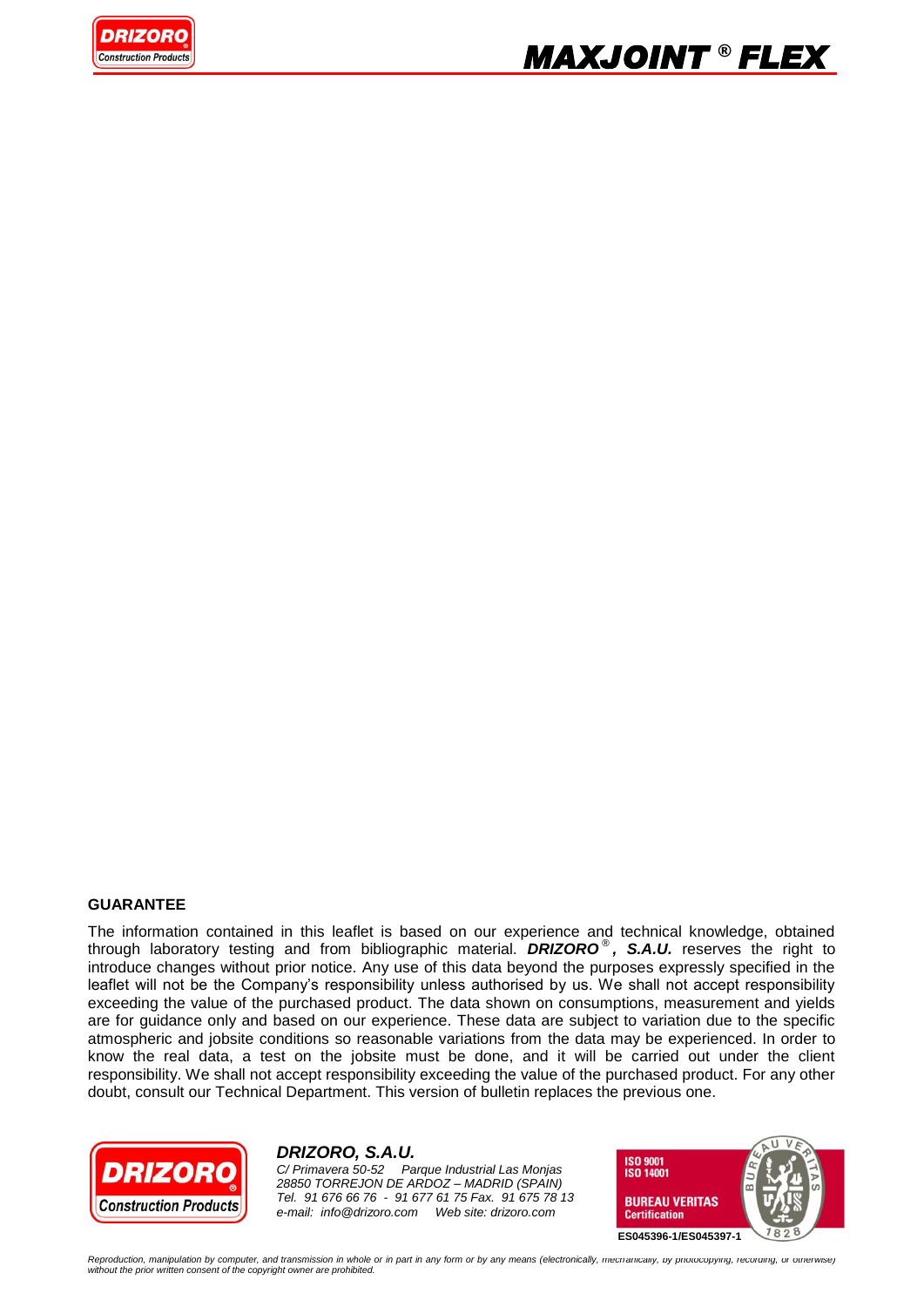**GUARANTEE**

The information contained in this leaflet is based on our experience and technical knowledge, obtained through laboratory testing and from bibliographic material. ***DRIZORO*® *, S.A.U.*** reserves the right to introduce changes without prior notice. Any use of this data beyond the purposes expressly specified in the leaflet will not be the Company's responsibility unless authorised by us. We shall not accept responsibility exceeding the value of the purchased product. The data shown on consumptions, measurement and yields are for guidance only and based on our experience. These data are subject to variation due to the specific atmospheric and jobsite conditions so reasonable variations from the data may be experienced. In order to know the real data, a test on the jobsite must be done, and it will be carried out under the client responsibility. We shall not accept responsibility exceeding the value of the purchased product. For any other doubt, consult our Technical Department. This version of bulletin replaces the previous one.

***DRIZORO, S.A.U.***
*C/ Primavera 50-52 Parque Industrial Las Monjas*
*28850 TORREJON DE ARDOZ – MADRID (SPAIN)*
*Tel. 91 676 66 76 - 91 677 61 75 Fax. 91 675 78 13*
*e-mail: info@drizoro.com Web site: drizoro.com*

ISO 9001
ISO 14001
BUREAU VERITAS
Certification
ES045396-1/ES045397-1

*Reproduction, manipulation by computer, and transmission in whole or in part in any form or by any means (electronically, mechanically, by photocopying, recording, or otherwise) without the prior written consent of the copyright owner are prohibited.*